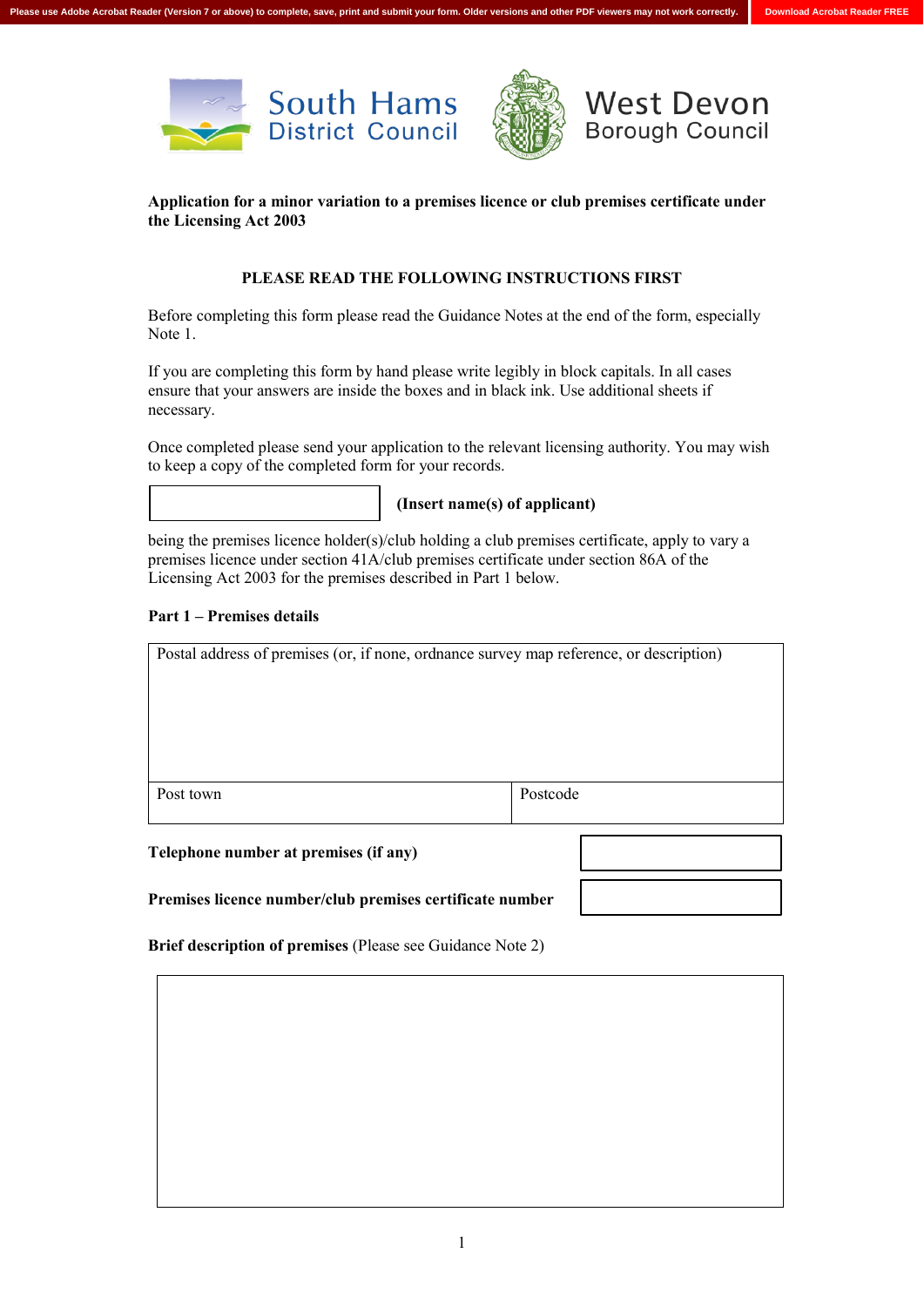Please use Adobe Acrobat Reader (Version 7 or above) to complete, save, print and submit your form. Older versions and other PDF viewers may not work correctly. Download Acrobat Reader FREE

South Hams District Council

West Devon Borough Council

**Application for a minor variation to a premises licence or club premises certificate under the Licensing Act 2003**

**PLEASE READ THE FOLLOWING INSTRUCTIONS FIRST**

Before completing this form please read the Guidance Notes at the end of the form, especially Note 1.

If you are completing this form by hand please write legibly in block capitals. In all cases ensure that your answers are inside the boxes and in black ink. Use additional sheets if necessary.

Once completed please send your application to the relevant licensing authority. You may wish to keep a copy of the completed form for your records.

| | |
|---|---|
| | **(Insert name(s) of applicant)** |

being the premises licence holder(s)/club holding a club premises certificate, apply to vary a premises licence under section 41A/club premises certificate under section 86A of the Licensing Act 2003 for the premises described in Part 1 below.

**Part 1 – Premises details**

| | |
|---|---|
| Postal address of premises (or, if none, ordnance survey map reference, or description) | |
| Post town | Postcode |

| | |
|---|---|
| **Telephone number at premises (if any)** | |
| **Premises licence number/club premises certificate number** | |

**Brief description of premises** (Please see Guidance Note 2)

| |
|---|
| |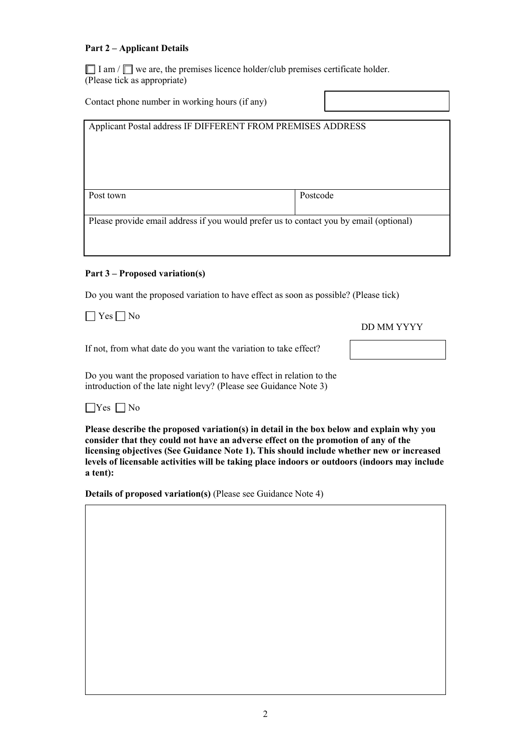**Part 2 – Applicant Details**

☐ I am / ☐ we are, the premises licence holder/club premises certificate holder.
(Please tick as appropriate)

Contact phone number in working hours (if any)

| Applicant Postal address IF DIFFERENT FROM PREMISES ADDRESS | |
|---|---|
| | |
| Post town | Postcode |
| Please provide email address if you would prefer us to contact you by email (optional) | |

**Part 3 – Proposed variation(s)**

Do you want the proposed variation to have effect as soon as possible? (Please tick)

☐ Yes ☐ No

If not, from what date do you want the variation to take effect? DD MM YYYY

Do you want the proposed variation to have effect in relation to the introduction of the late night levy? (Please see Guidance Note 3)

☐ Yes ☐ No

**Please describe the proposed variation(s) in detail in the box below and explain why you consider that they could not have an adverse effect on the promotion of any of the licensing objectives (See Guidance Note 1). This should include whether new or increased levels of licensable activities will be taking place indoors or outdoors (indoors may include a tent):**

**Details of proposed variation(s)** (Please see Guidance Note 4)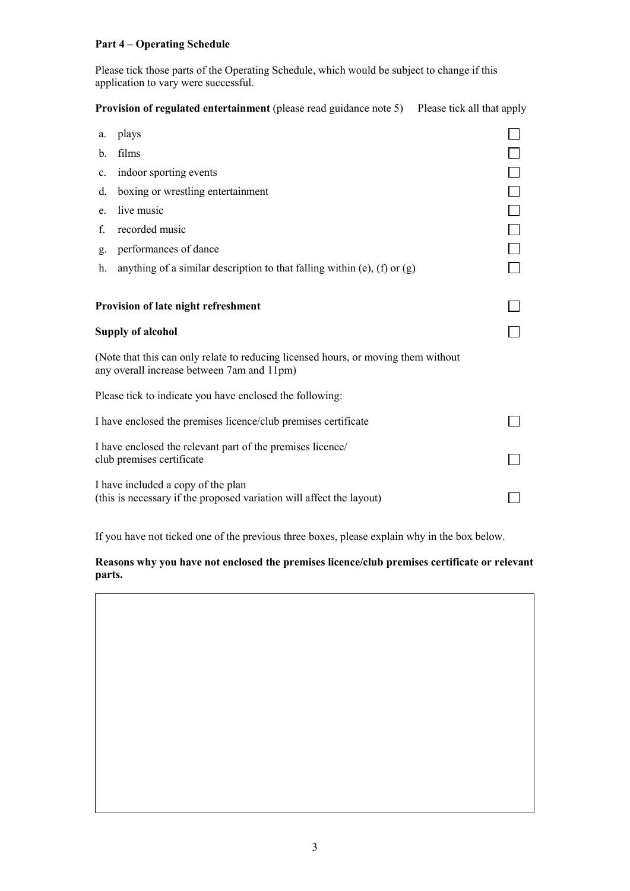**Part 4 – Operating Schedule**

Please tick those parts of the Operating Schedule, which would be subject to change if this application to vary were successful.

**Provision of regulated entertainment** (please read guidance note 5) Please tick all that apply

a. plays ☐

b. films ☐

c. indoor sporting events ☐

d. boxing or wrestling entertainment ☐

e. live music ☐

f. recorded music ☐

g. performances of dance ☐

h. anything of a similar description to that falling within (e), (f) or (g) ☐

**Provision of late night refreshment** ☐

**Supply of alcohol** ☐

(Note that this can only relate to reducing licensed hours, or moving them without any overall increase between 7am and 11pm)

Please tick to indicate you have enclosed the following:

I have enclosed the premises licence/club premises certificate ☐

I have enclosed the relevant part of the premises licence/ club premises certificate ☐

I have included a copy of the plan (this is necessary if the proposed variation will affect the layout) ☐

If you have not ticked one of the previous three boxes, please explain why in the box below.

**Reasons why you have not enclosed the premises licence/club premises certificate or relevant parts.**

| |
|---|
| |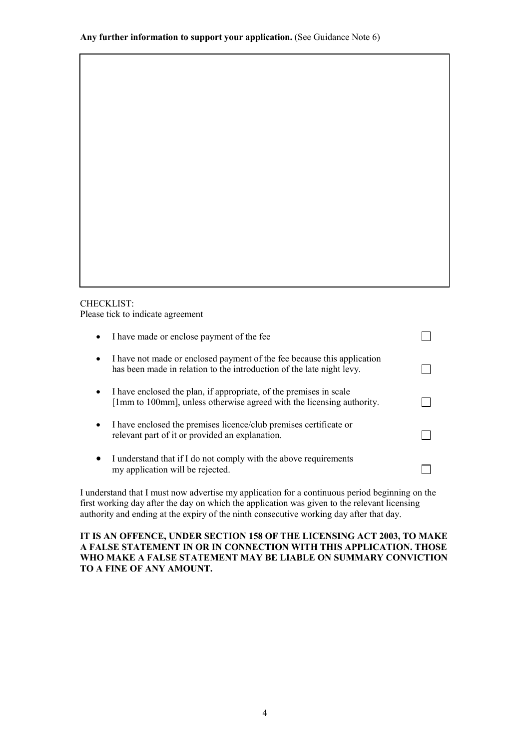**Any further information to support your application.** (See Guidance Note 6)

| |
|---|
| |

CHECKLIST:
Please tick to indicate agreement

- I have made or enclose payment of the fee ☐
- I have not made or enclosed payment of the fee because this application has been made in relation to the introduction of the late night levy. ☐
- I have enclosed the plan, if appropriate, of the premises in scale [1mm to 100mm], unless otherwise agreed with the licensing authority. ☐
- I have enclosed the premises licence/club premises certificate or relevant part of it or provided an explanation. ☐
- I understand that if I do not comply with the above requirements my application will be rejected. ☐

I understand that I must now advertise my application for a continuous period beginning on the first working day after the day on which the application was given to the relevant licensing authority and ending at the expiry of the ninth consecutive working day after that day.

**IT IS AN OFFENCE, UNDER SECTION 158 OF THE LICENSING ACT 2003, TO MAKE A FALSE STATEMENT IN OR IN CONNECTION WITH THIS APPLICATION. THOSE WHO MAKE A FALSE STATEMENT MAY BE LIABLE ON SUMMARY CONVICTION TO A FINE OF ANY AMOUNT.**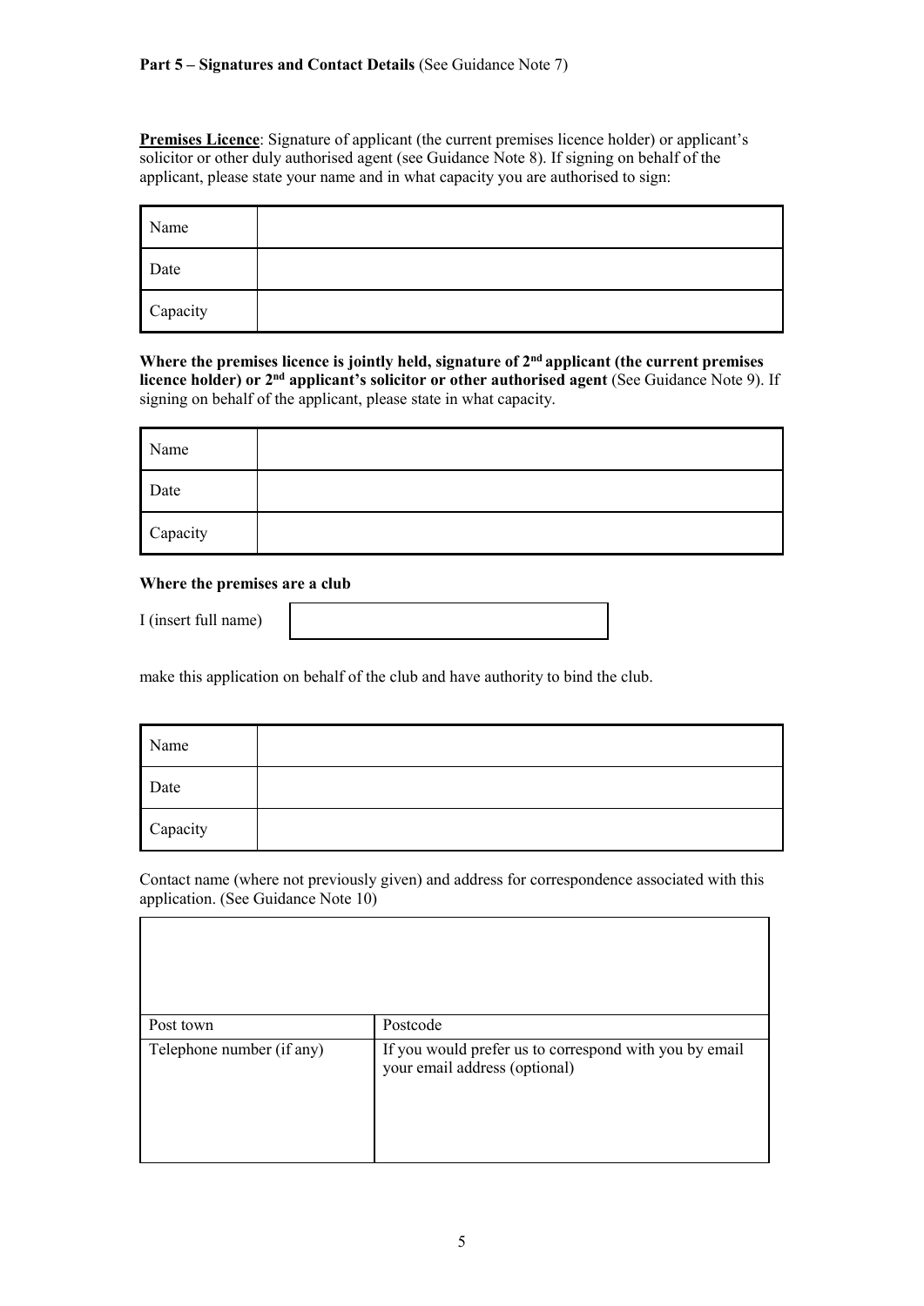**Part 5 – Signatures and Contact Details** (See Guidance Note 7)

**Premises Licence**: Signature of applicant (the current premises licence holder) or applicant's solicitor or other duly authorised agent (see Guidance Note 8). If signing on behalf of the applicant, please state your name and in what capacity you are authorised to sign:

| | |
|---|---|
| Name | |
| Date | |
| Capacity | |

**Where the premises licence is jointly held, signature of 2nd applicant (the current premises licence holder) or 2nd applicant's solicitor or other authorised agent** (See Guidance Note 9). If signing on behalf of the applicant, please state in what capacity.

| | |
|---|---|
| Name | |
| Date | |
| Capacity | |

**Where the premises are a club**

I (insert full name) [ ]

make this application on behalf of the club and have authority to bind the club.

| | |
|---|---|
| Name | |
| Date | |
| Capacity | |

Contact name (where not previously given) and address for correspondence associated with this application. (See Guidance Note 10)

| | |
|---|---|
| | |
| Post town | Postcode |
| Telephone number (if any) | If you would prefer us to correspond with you by email your email address (optional) |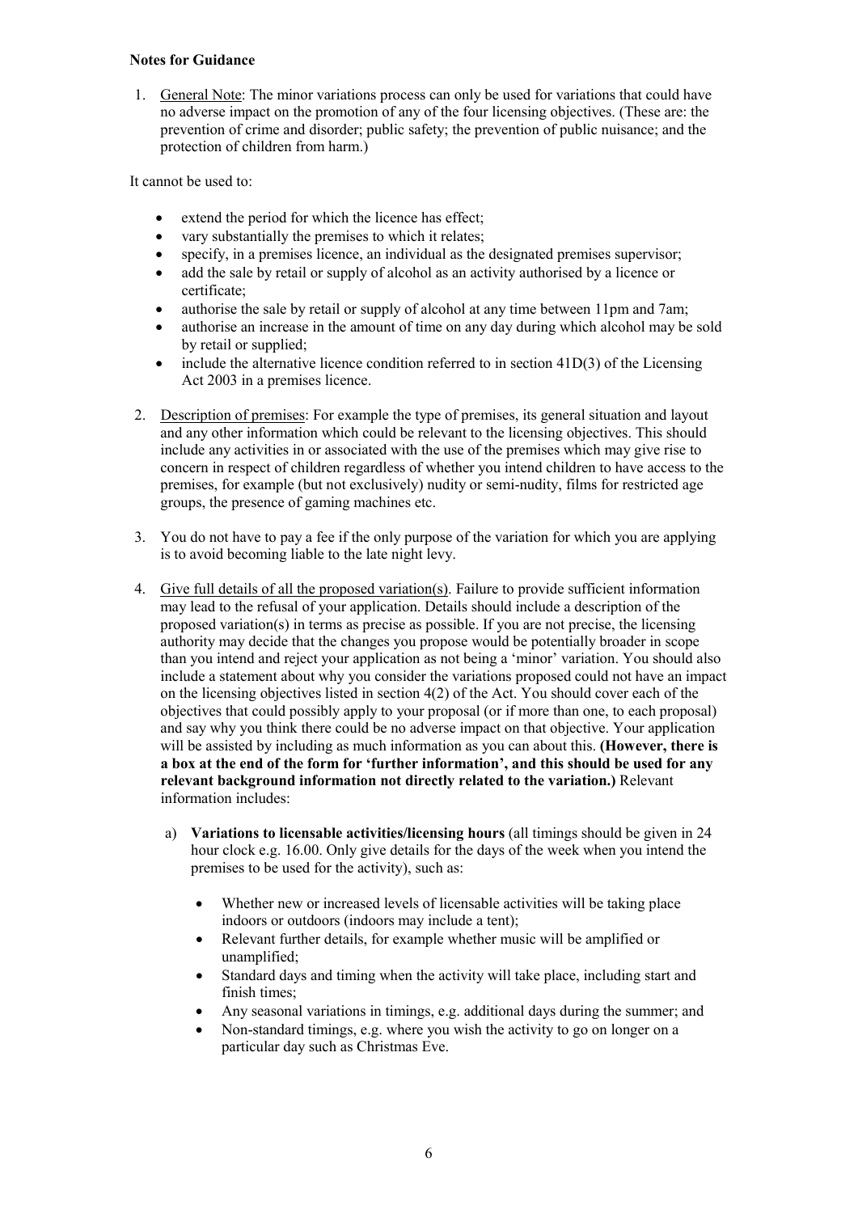**Notes for Guidance**

1. General Note: The minor variations process can only be used for variations that could have no adverse impact on the promotion of any of the four licensing objectives. (These are: the prevention of crime and disorder; public safety; the prevention of public nuisance; and the protection of children from harm.)

It cannot be used to:

- extend the period for which the licence has effect;
- vary substantially the premises to which it relates;
- specify, in a premises licence, an individual as the designated premises supervisor;
- add the sale by retail or supply of alcohol as an activity authorised by a licence or certificate;
- authorise the sale by retail or supply of alcohol at any time between 11pm and 7am;
- authorise an increase in the amount of time on any day during which alcohol may be sold by retail or supplied;
- include the alternative licence condition referred to in section 41D(3) of the Licensing Act 2003 in a premises licence.

2. Description of premises: For example the type of premises, its general situation and layout and any other information which could be relevant to the licensing objectives. This should include any activities in or associated with the use of the premises which may give rise to concern in respect of children regardless of whether you intend children to have access to the premises, for example (but not exclusively) nudity or semi-nudity, films for restricted age groups, the presence of gaming machines etc.

3. You do not have to pay a fee if the only purpose of the variation for which you are applying is to avoid becoming liable to the late night levy.

4. Give full details of all the proposed variation(s). Failure to provide sufficient information may lead to the refusal of your application. Details should include a description of the proposed variation(s) in terms as precise as possible. If you are not precise, the licensing authority may decide that the changes you propose would be potentially broader in scope than you intend and reject your application as not being a 'minor' variation. You should also include a statement about why you consider the variations proposed could not have an impact on the licensing objectives listed in section 4(2) of the Act. You should cover each of the objectives that could possibly apply to your proposal (or if more than one, to each proposal) and say why you think there could be no adverse impact on that objective. Your application will be assisted by including as much information as you can about this. **(However, there is a box at the end of the form for 'further information', and this should be used for any relevant background information not directly related to the variation.)** Relevant information includes:

   a) **Variations to licensable activities/licensing hours** (all timings should be given in 24 hour clock e.g. 16.00. Only give details for the days of the week when you intend the premises to be used for the activity), such as:

      - Whether new or increased levels of licensable activities will be taking place indoors or outdoors (indoors may include a tent);
      - Relevant further details, for example whether music will be amplified or unamplified;
      - Standard days and timing when the activity will take place, including start and finish times;
      - Any seasonal variations in timings, e.g. additional days during the summer; and
      - Non-standard timings, e.g. where you wish the activity to go on longer on a particular day such as Christmas Eve.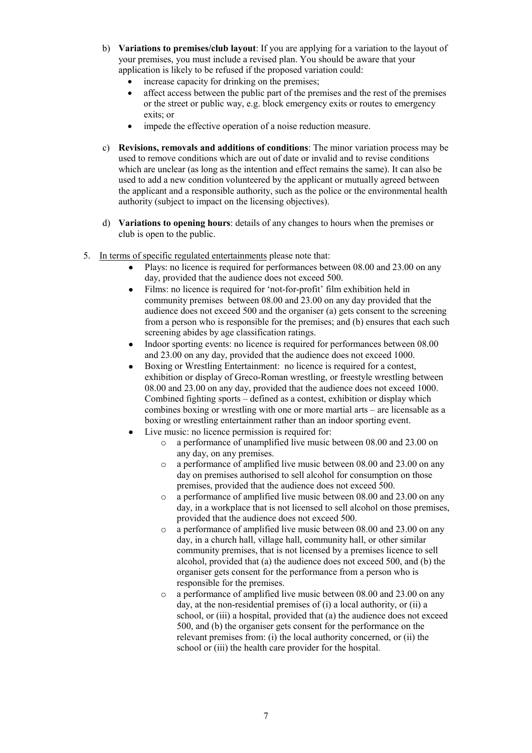b) **Variations to premises/club layout**: If you are applying for a variation to the layout of your premises, you must include a revised plan. You should be aware that your application is likely to be refused if the proposed variation could:
   - increase capacity for drinking on the premises;
   - affect access between the public part of the premises and the rest of the premises or the street or public way, e.g. block emergency exits or routes to emergency exits; or
   - impede the effective operation of a noise reduction measure.

c) **Revisions, removals and additions of conditions**: The minor variation process may be used to remove conditions which are out of date or invalid and to revise conditions which are unclear (as long as the intention and effect remains the same). It can also be used to add a new condition volunteered by the applicant or mutually agreed between the applicant and a responsible authority, such as the police or the environmental health authority (subject to impact on the licensing objectives).

d) **Variations to opening hours**: details of any changes to hours when the premises or club is open to the public.

5. In terms of specific regulated entertainments please note that:
   - Plays: no licence is required for performances between 08.00 and 23.00 on any day, provided that the audience does not exceed 500.
   - Films: no licence is required for 'not-for-profit' film exhibition held in community premises between 08.00 and 23.00 on any day provided that the audience does not exceed 500 and the organiser (a) gets consent to the screening from a person who is responsible for the premises; and (b) ensures that each such screening abides by age classification ratings.
   - Indoor sporting events: no licence is required for performances between 08.00 and 23.00 on any day, provided that the audience does not exceed 1000.
   - Boxing or Wrestling Entertainment: no licence is required for a contest, exhibition or display of Greco-Roman wrestling, or freestyle wrestling between 08.00 and 23.00 on any day, provided that the audience does not exceed 1000. Combined fighting sports – defined as a contest, exhibition or display which combines boxing or wrestling with one or more martial arts – are licensable as a boxing or wrestling entertainment rather than an indoor sporting event.
   - Live music: no licence permission is required for:
     - a performance of unamplified live music between 08.00 and 23.00 on any day, on any premises.
     - a performance of amplified live music between 08.00 and 23.00 on any day on premises authorised to sell alcohol for consumption on those premises, provided that the audience does not exceed 500.
     - a performance of amplified live music between 08.00 and 23.00 on any day, in a workplace that is not licensed to sell alcohol on those premises, provided that the audience does not exceed 500.
     - a performance of amplified live music between 08.00 and 23.00 on any day, in a church hall, village hall, community hall, or other similar community premises, that is not licensed by a premises licence to sell alcohol, provided that (a) the audience does not exceed 500, and (b) the organiser gets consent for the performance from a person who is responsible for the premises.
     - a performance of amplified live music between 08.00 and 23.00 on any day, at the non-residential premises of (i) a local authority, or (ii) a school, or (iii) a hospital, provided that (a) the audience does not exceed 500, and (b) the organiser gets consent for the performance on the relevant premises from: (i) the local authority concerned, or (ii) the school or (iii) the health care provider for the hospital.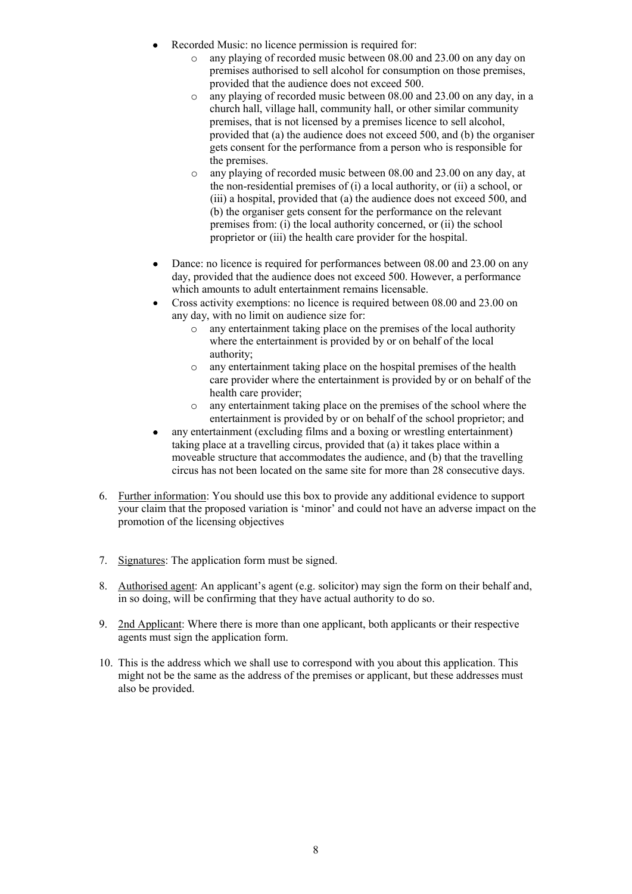- Recorded Music: no licence permission is required for:
    - any playing of recorded music between 08.00 and 23.00 on any day on premises authorised to sell alcohol for consumption on those premises, provided that the audience does not exceed 500.
    - any playing of recorded music between 08.00 and 23.00 on any day, in a church hall, village hall, community hall, or other similar community premises, that is not licensed by a premises licence to sell alcohol, provided that (a) the audience does not exceed 500, and (b) the organiser gets consent for the performance from a person who is responsible for the premises.
    - any playing of recorded music between 08.00 and 23.00 on any day, at the non-residential premises of (i) a local authority, or (ii) a school, or (iii) a hospital, provided that (a) the audience does not exceed 500, and (b) the organiser gets consent for the performance on the relevant premises from: (i) the local authority concerned, or (ii) the school proprietor or (iii) the health care provider for the hospital.
- Dance: no licence is required for performances between 08.00 and 23.00 on any day, provided that the audience does not exceed 500. However, a performance which amounts to adult entertainment remains licensable.
- Cross activity exemptions: no licence is required between 08.00 and 23.00 on any day, with no limit on audience size for:
    - any entertainment taking place on the premises of the local authority where the entertainment is provided by or on behalf of the local authority;
    - any entertainment taking place on the hospital premises of the health care provider where the entertainment is provided by or on behalf of the health care provider;
    - any entertainment taking place on the premises of the school where the entertainment is provided by or on behalf of the school proprietor; and
- any entertainment (excluding films and a boxing or wrestling entertainment) taking place at a travelling circus, provided that (a) it takes place within a moveable structure that accommodates the audience, and (b) that the travelling circus has not been located on the same site for more than 28 consecutive days.

6. Further information: You should use this box to provide any additional evidence to support your claim that the proposed variation is 'minor' and could not have an adverse impact on the promotion of the licensing objectives

7. Signatures: The application form must be signed.

8. Authorised agent: An applicant's agent (e.g. solicitor) may sign the form on their behalf and, in so doing, will be confirming that they have actual authority to do so.

9. 2nd Applicant: Where there is more than one applicant, both applicants or their respective agents must sign the application form.

10. This is the address which we shall use to correspond with you about this application. This might not be the same as the address of the premises or applicant, but these addresses must also be provided.